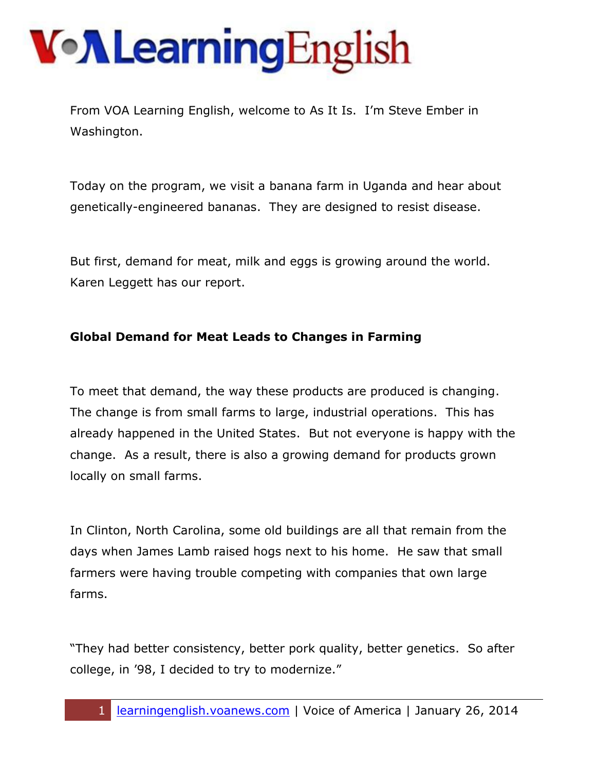From VOA Learning English, welcome to As It Is. I'm Steve Ember in Washington.

Today on the program, we visit a banana farm in Uganda and hear about genetically-engineered bananas. They are designed to resist disease.

But first, demand for meat, milk and eggs is growing around the world. Karen Leggett has our report.

**Global Demand for Meat Leads to Changes in Farming**

To meet that demand, the way these products are produced is changing. The change is from small farms to large, industrial operations. This has already happened in the United States. But not everyone is happy with the change. As a result, there is also a growing demand for products grown locally on small farms.

In Clinton, North Carolina, some old buildings are all that remain from the days when James Lamb raised hogs next to his home. He saw that small farmers were having trouble competing with companies that own large farms.

"They had better consistency, better pork quality, better genetics. So after college, in '98, I decided to try to modernize."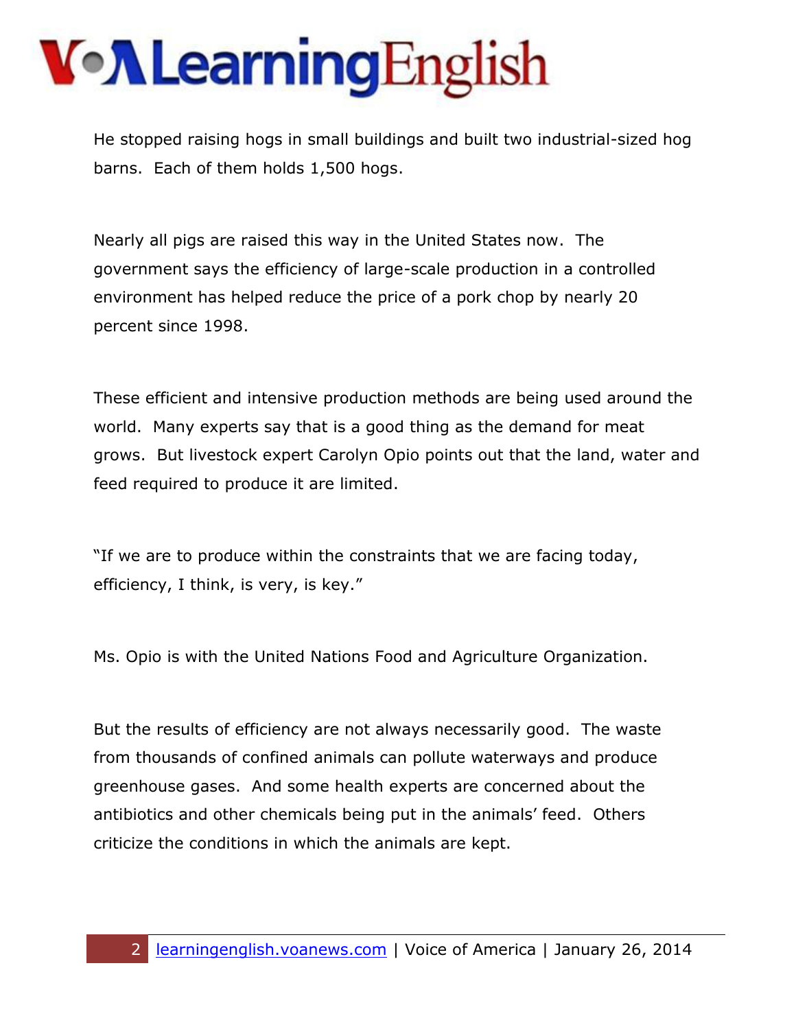He stopped raising hogs in small buildings and built two industrial-sized hog barns. Each of them holds 1,500 hogs.

Nearly all pigs are raised this way in the United States now. The government says the efficiency of large-scale production in a controlled environment has helped reduce the price of a pork chop by nearly 20 percent since 1998.

These efficient and intensive production methods are being used around the world. Many experts say that is a good thing as the demand for meat grows. But livestock expert Carolyn Opio points out that the land, water and feed required to produce it are limited.

"If we are to produce within the constraints that we are facing today, efficiency, I think, is very, is key."

Ms. Opio is with the United Nations Food and Agriculture Organization.

But the results of efficiency are not always necessarily good. The waste from thousands of confined animals can pollute waterways and produce greenhouse gases. And some health experts are concerned about the antibiotics and other chemicals being put in the animals' feed. Others criticize the conditions in which the animals are kept.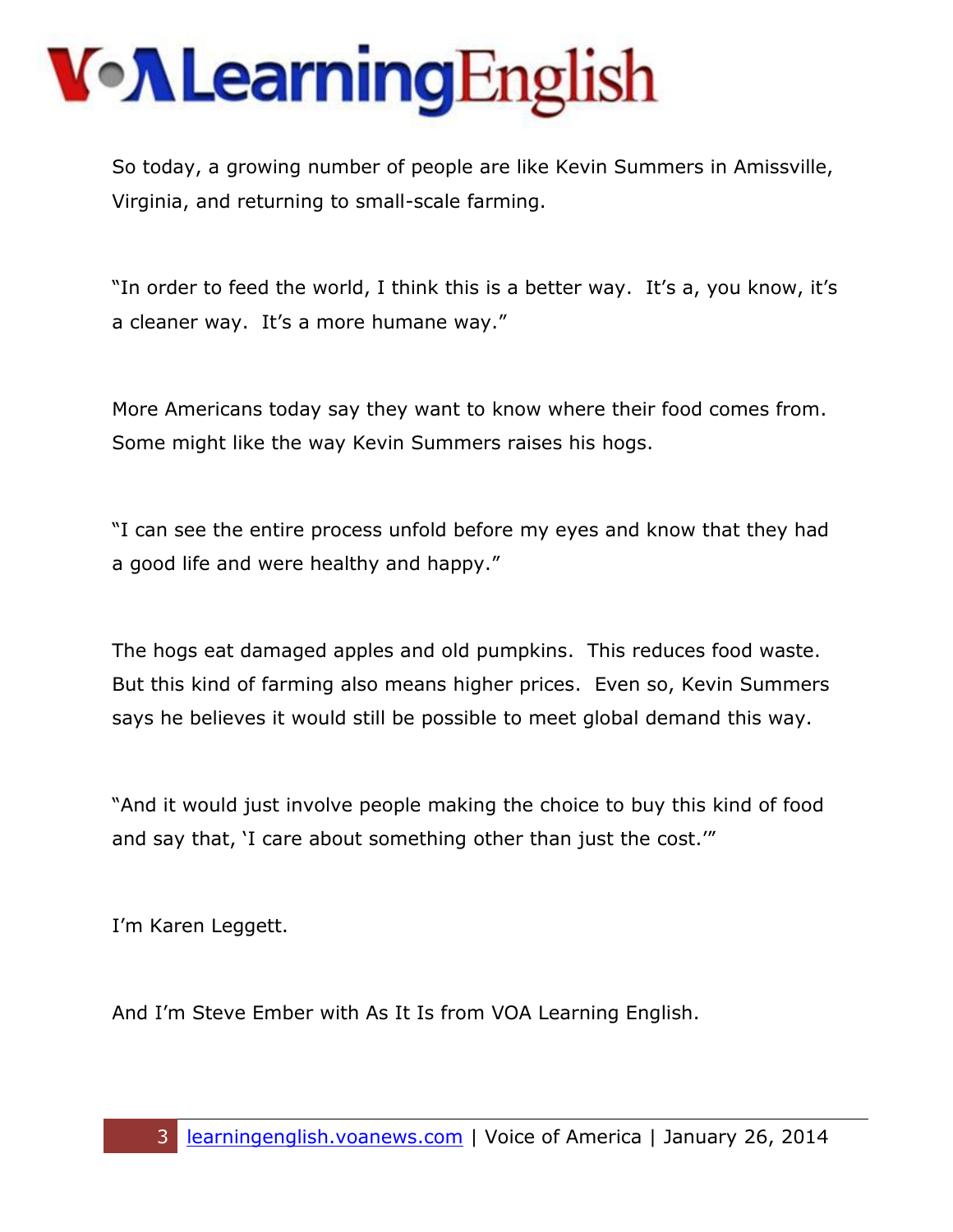So today, a growing number of people are like Kevin Summers in Amissville, Virginia, and returning to small-scale farming.

"In order to feed the world, I think this is a better way. It's a, you know, it's a cleaner way. It's a more humane way."

More Americans today say they want to know where their food comes from. Some might like the way Kevin Summers raises his hogs.

"I can see the entire process unfold before my eyes and know that they had a good life and were healthy and happy."

The hogs eat damaged apples and old pumpkins. This reduces food waste. But this kind of farming also means higher prices. Even so, Kevin Summers says he believes it would still be possible to meet global demand this way.

"And it would just involve people making the choice to buy this kind of food and say that, 'I care about something other than just the cost.'"

I'm Karen Leggett.

And I'm Steve Ember with As It Is from VOA Learning English.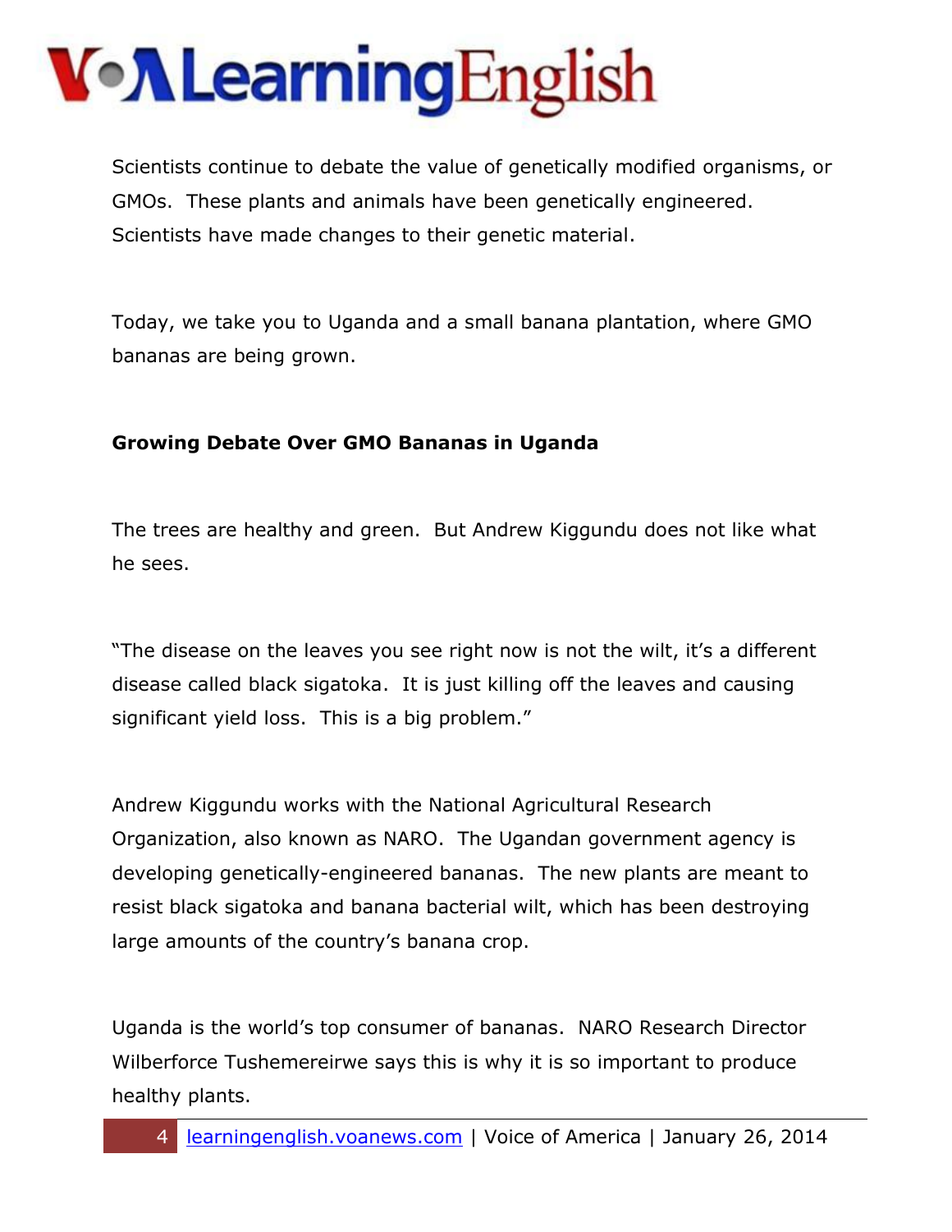Scientists continue to debate the value of genetically modified organisms, or GMOs. These plants and animals have been genetically engineered. Scientists have made changes to their genetic material.

Today, we take you to Uganda and a small banana plantation, where GMO bananas are being grown.

**Growing Debate Over GMO Bananas in Uganda**

The trees are healthy and green. But Andrew Kiggundu does not like what he sees.

"The disease on the leaves you see right now is not the wilt, it's a different disease called black sigatoka. It is just killing off the leaves and causing significant yield loss. This is a big problem."

Andrew Kiggundu works with the National Agricultural Research Organization, also known as NARO. The Ugandan government agency is developing genetically-engineered bananas. The new plants are meant to resist black sigatoka and banana bacterial wilt, which has been destroying large amounts of the country's banana crop.

Uganda is the world's top consumer of bananas. NARO Research Director Wilberforce Tushemereirwe says this is why it is so important to produce healthy plants.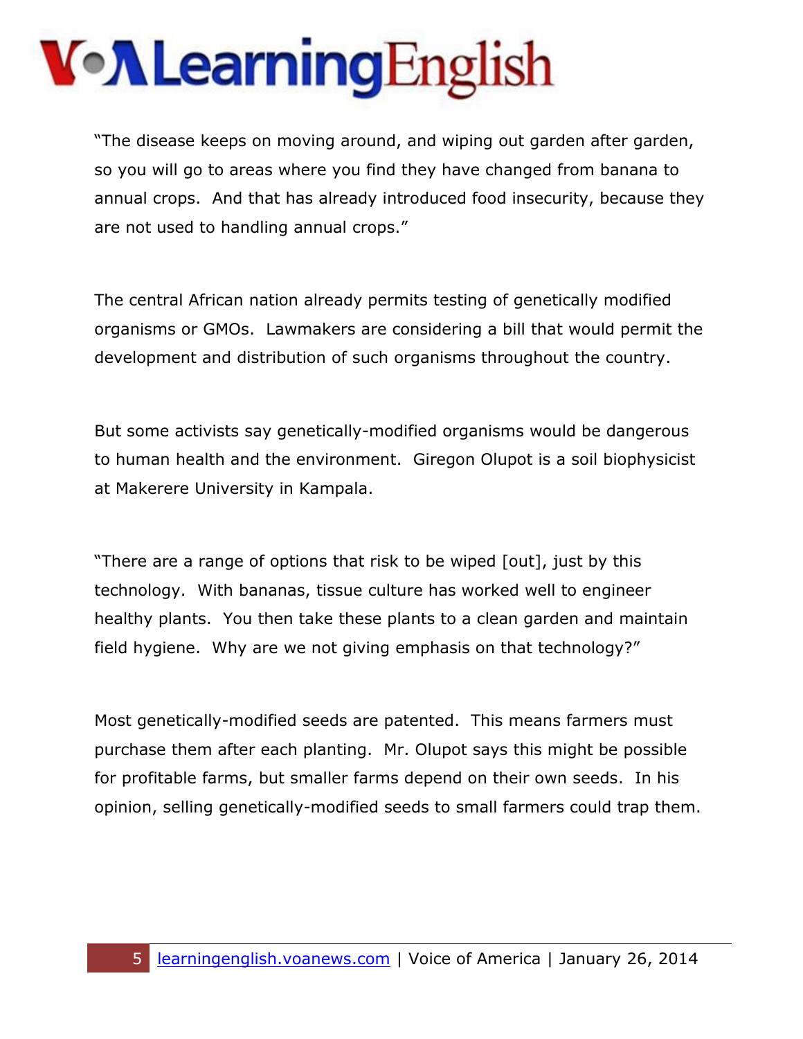"The disease keeps on moving around, and wiping out garden after garden, so you will go to areas where you find they have changed from banana to annual crops. And that has already introduced food insecurity, because they are not used to handling annual crops."

The central African nation already permits testing of genetically modified organisms or GMOs. Lawmakers are considering a bill that would permit the development and distribution of such organisms throughout the country.

But some activists say genetically-modified organisms would be dangerous to human health and the environment. Giregon Olupot is a soil biophysicist at Makerere University in Kampala.

"There are a range of options that risk to be wiped [out], just by this technology. With bananas, tissue culture has worked well to engineer healthy plants. You then take these plants to a clean garden and maintain field hygiene. Why are we not giving emphasis on that technology?"

Most genetically-modified seeds are patented. This means farmers must purchase them after each planting. Mr. Olupot says this might be possible for profitable farms, but smaller farms depend on their own seeds. In his opinion, selling genetically-modified seeds to small farmers could trap them.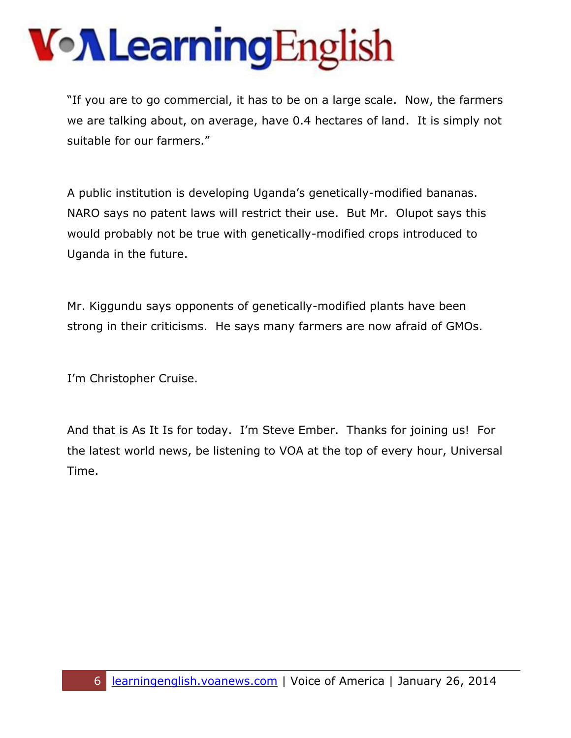"If you are to go commercial, it has to be on a large scale. Now, the farmers we are talking about, on average, have 0.4 hectares of land. It is simply not suitable for our farmers."

A public institution is developing Uganda's genetically-modified bananas. NARO says no patent laws will restrict their use. But Mr. Olupot says this would probably not be true with genetically-modified crops introduced to Uganda in the future.

Mr. Kiggundu says opponents of genetically-modified plants have been strong in their criticisms. He says many farmers are now afraid of GMOs.

I'm Christopher Cruise.

And that is As It Is for today. I'm Steve Ember. Thanks for joining us! For the latest world news, be listening to VOA at the top of every hour, Universal Time.